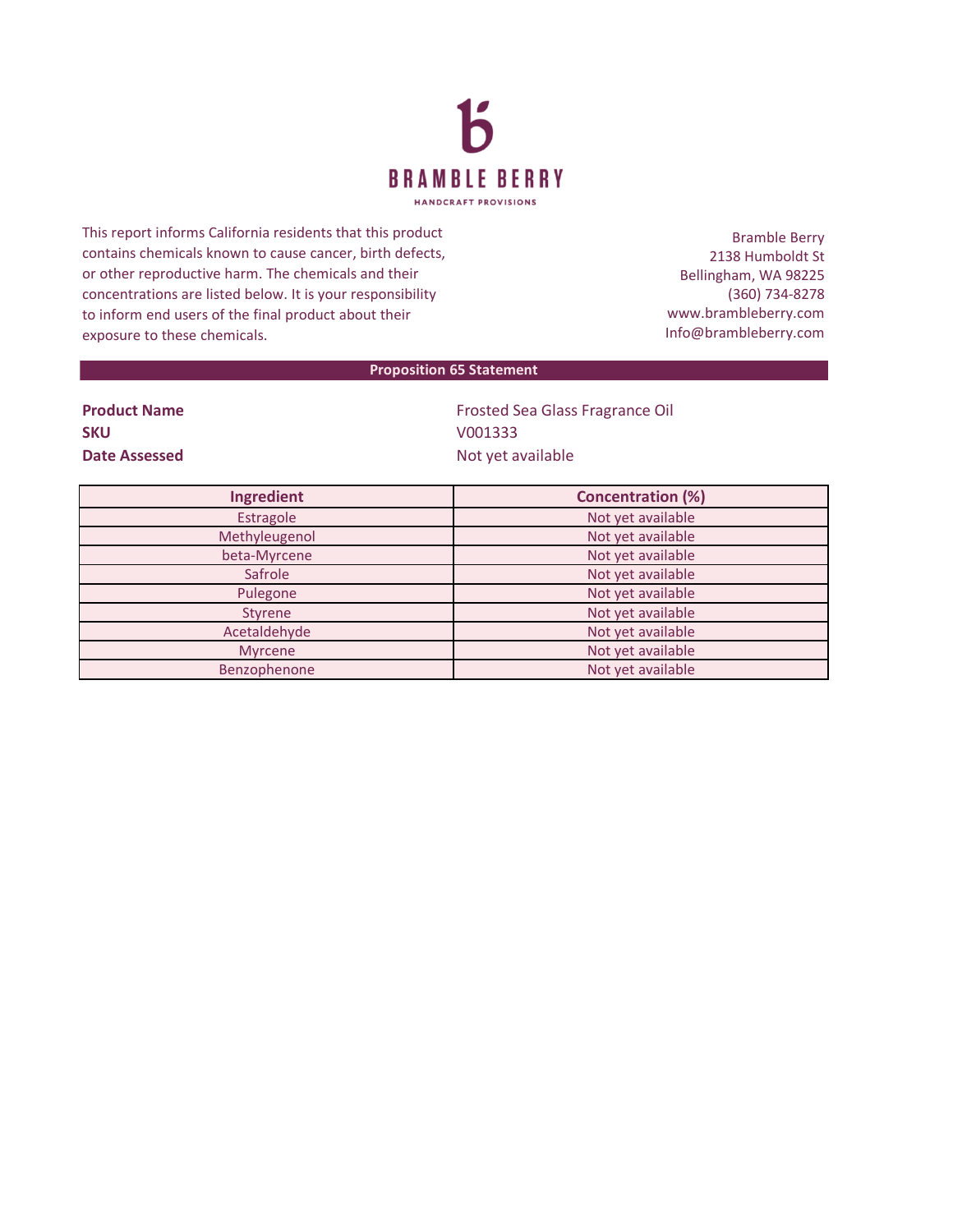# BRAMBLE BERRY

HANDCRAFT PROVISIONS

This report informs California residents that this product contains chemicals known to cause cancer, birth defects, or other reproductive harm. The chemicals and their concentrations are listed below. It is your responsibility to inform end users of the final product about their exposure to these chemicals.

Bramble Berry
2138 Humboldt St
Bellingham, WA 98225
(360) 734-8278
www.brambleberry.com
Info@brambleberry.com

## Proposition 65 Statement

**Product Name** Frosted Sea Glass Fragrance Oil
**SKU** V001333
**Date Assessed** Not yet available

| Ingredient | Concentration (%) |
|---|---|
| Estragole | Not yet available |
| Methyleugenol | Not yet available |
| beta-Myrcene | Not yet available |
| Safrole | Not yet available |
| Pulegone | Not yet available |
| Styrene | Not yet available |
| Acetaldehyde | Not yet available |
| Myrcene | Not yet available |
| Benzophenone | Not yet available |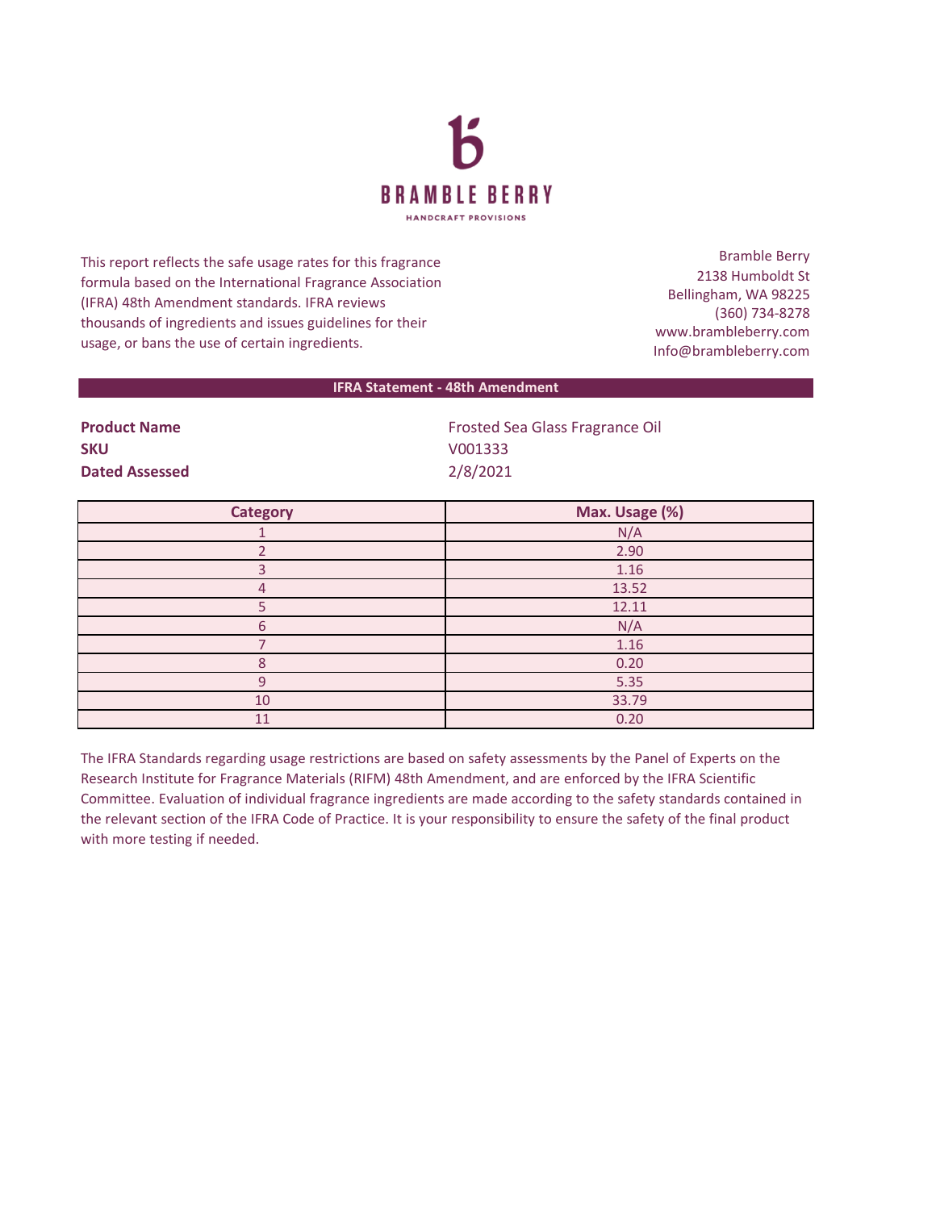# BRAMBLE BERRY

HANDCRAFT PROVISIONS

This report reflects the safe usage rates for this fragrance formula based on the International Fragrance Association (IFRA) 48th Amendment standards. IFRA reviews thousands of ingredients and issues guidelines for their usage, or bans the use of certain ingredients.

Bramble Berry
2138 Humboldt St
Bellingham, WA 98225
(360) 734-8278
www.brambleberry.com
Info@brambleberry.com

## IFRA Statement - 48th Amendment

**Product Name** Frosted Sea Glass Fragrance Oil
**SKU** V001333
**Dated Assessed** 2/8/2021

| Category | Max. Usage (%) |
|---|---|
| 1 | N/A |
| 2 | 2.90 |
| 3 | 1.16 |
| 4 | 13.52 |
| 5 | 12.11 |
| 6 | N/A |
| 7 | 1.16 |
| 8 | 0.20 |
| 9 | 5.35 |
| 10 | 33.79 |
| 11 | 0.20 |

The IFRA Standards regarding usage restrictions are based on safety assessments by the Panel of Experts on the Research Institute for Fragrance Materials (RIFM) 48th Amendment, and are enforced by the IFRA Scientific Committee. Evaluation of individual fragrance ingredients are made according to the safety standards contained in the relevant section of the IFRA Code of Practice. It is your responsibility to ensure the safety of the final product with more testing if needed.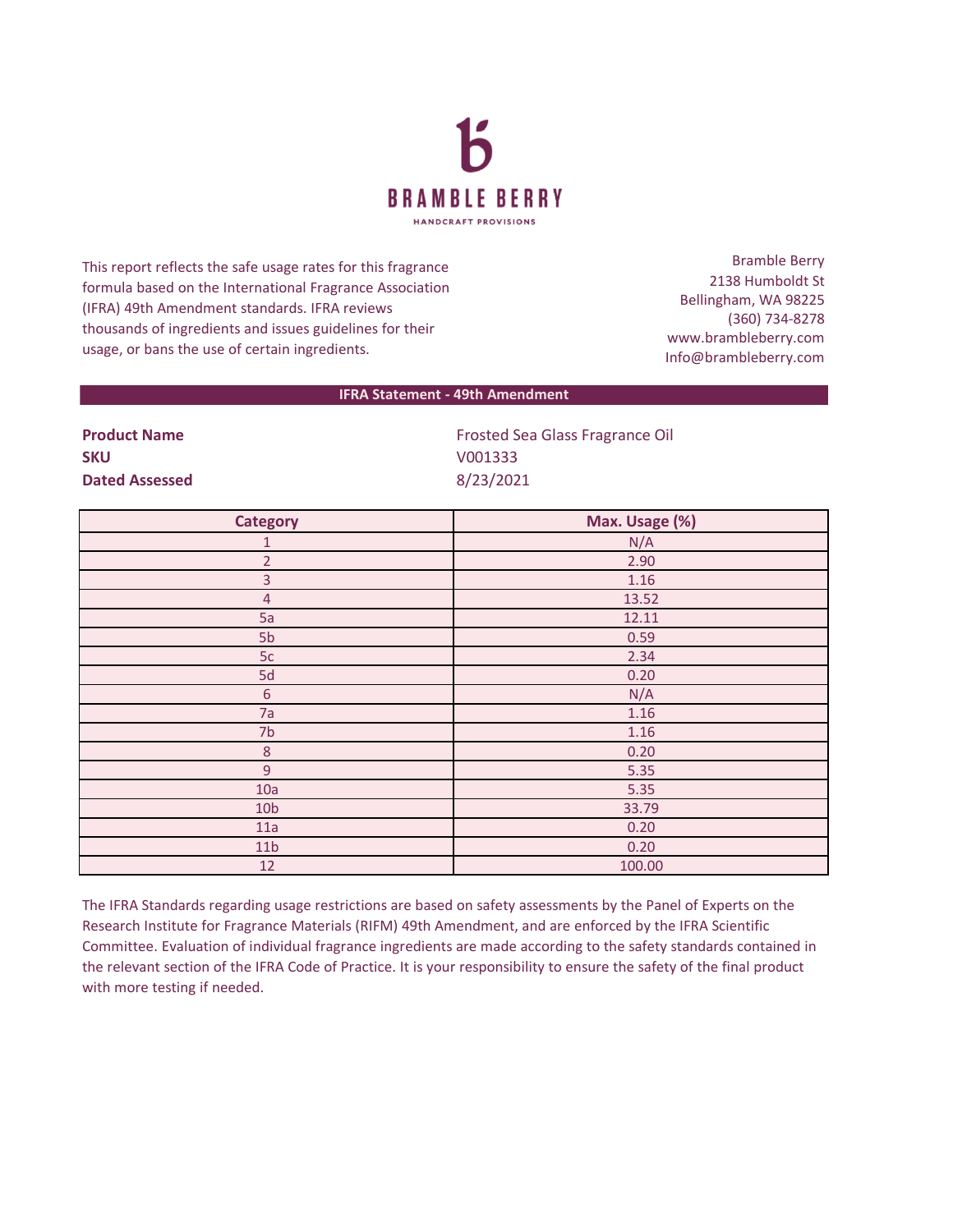**BRAMBLE BERRY**

HANDCRAFT PROVISIONS

This report reflects the safe usage rates for this fragrance formula based on the International Fragrance Association (IFRA) 49th Amendment standards. IFRA reviews thousands of ingredients and issues guidelines for their usage, or bans the use of certain ingredients.

Bramble Berry
2138 Humboldt St
Bellingham, WA 98225
(360) 734-8278
www.brambleberry.com
Info@brambleberry.com

## IFRA Statement - 49th Amendment

**Product Name** Frosted Sea Glass Fragrance Oil
**SKU** V001333
**Dated Assessed** 8/23/2021

| Category | Max. Usage (%) |
|---|---|
| 1 | N/A |
| 2 | 2.90 |
| 3 | 1.16 |
| 4 | 13.52 |
| 5a | 12.11 |
| 5b | 0.59 |
| 5c | 2.34 |
| 5d | 0.20 |
| 6 | N/A |
| 7a | 1.16 |
| 7b | 1.16 |
| 8 | 0.20 |
| 9 | 5.35 |
| 10a | 5.35 |
| 10b | 33.79 |
| 11a | 0.20 |
| 11b | 0.20 |
| 12 | 100.00 |

The IFRA Standards regarding usage restrictions are based on safety assessments by the Panel of Experts on the Research Institute for Fragrance Materials (RIFM) 49th Amendment, and are enforced by the IFRA Scientific Committee. Evaluation of individual fragrance ingredients are made according to the safety standards contained in the relevant section of the IFRA Code of Practice. It is your responsibility to ensure the safety of the final product with more testing if needed.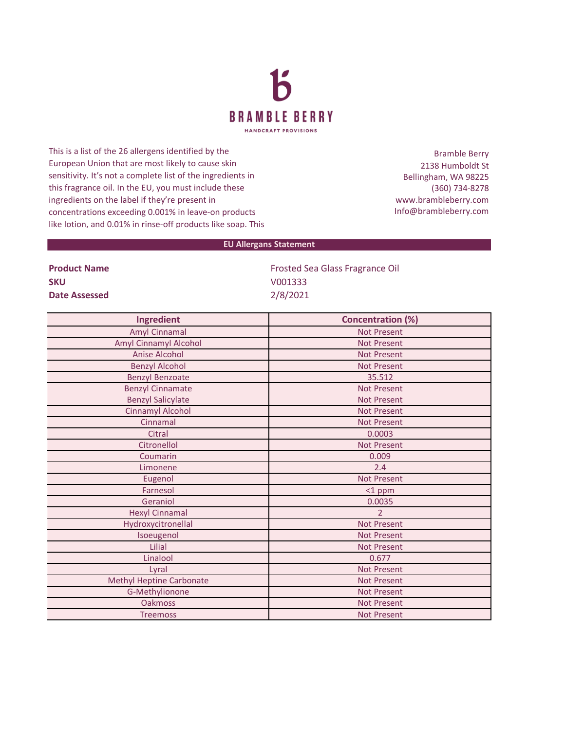# BRAMBLE BERRY

HANDCRAFT PROVISIONS

This is a list of the 26 allergens identified by the European Union that are most likely to cause skin sensitivity. It's not a complete list of the ingredients in this fragrance oil. In the EU, you must include these ingredients on the label if they're present in concentrations exceeding 0.001% in leave-on products like lotion, and 0.01% in rinse-off products like soap. This

Bramble Berry
2138 Humboldt St
Bellingham, WA 98225
(360) 734-8278
www.brambleberry.com
Info@brambleberry.com

## EU Allergans Statement

**Product Name** Frosted Sea Glass Fragrance Oil
**SKU** V001333
**Date Assessed** 2/8/2021

| Ingredient | Concentration (%) |
|---|---|
| Amyl Cinnamal | Not Present |
| Amyl Cinnamyl Alcohol | Not Present |
| Anise Alcohol | Not Present |
| Benzyl Alcohol | Not Present |
| Benzyl Benzoate | 35.512 |
| Benzyl Cinnamate | Not Present |
| Benzyl Salicylate | Not Present |
| Cinnamyl Alcohol | Not Present |
| Cinnamal | Not Present |
| Citral | 0.0003 |
| Citronellol | Not Present |
| Coumarin | 0.009 |
| Limonene | 2.4 |
| Eugenol | Not Present |
| Farnesol | <1 ppm |
| Geraniol | 0.0035 |
| Hexyl Cinnamal | 2 |
| Hydroxycitronellal | Not Present |
| Isoeugenol | Not Present |
| Lilial | Not Present |
| Linalool | 0.677 |
| Lyral | Not Present |
| Methyl Heptine Carbonate | Not Present |
| G-Methylionone | Not Present |
| Oakmoss | Not Present |
| Treemoss | Not Present |